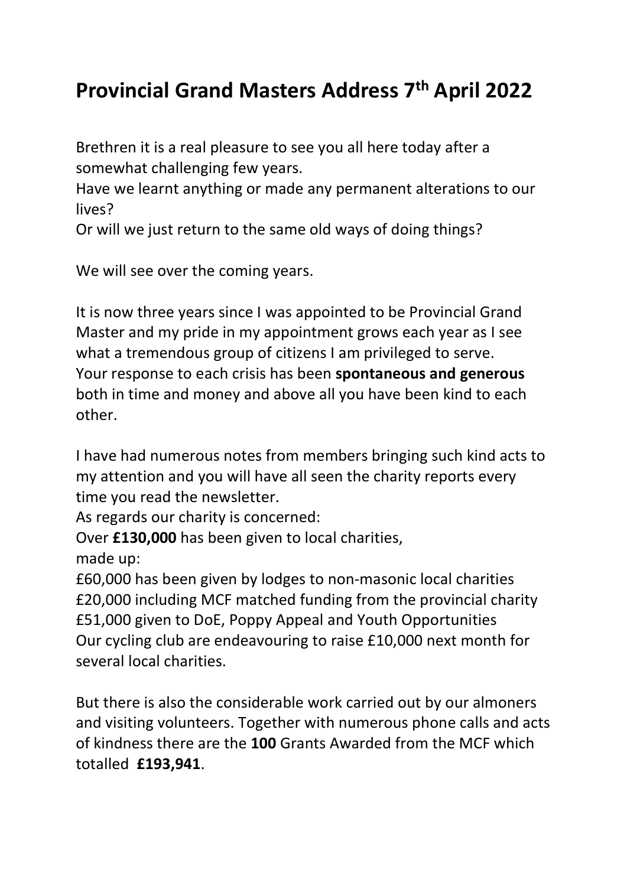# Provincial Grand Masters Address 7th April 2022

Brethren it is a real pleasure to see you all here today after a somewhat challenging few years.
Have we learnt anything or made any permanent alterations to our lives?
Or will we just return to the same old ways of doing things?

We will see over the coming years.

It is now three years since I was appointed to be Provincial Grand Master and my pride in my appointment grows each year as I see what a tremendous group of citizens I am privileged to serve.
Your response to each crisis has been **spontaneous and generous** both in time and money and above all you have been kind to each other.

I have had numerous notes from members bringing such kind acts to my attention and you will have all seen the charity reports every time you read the newsletter.
As regards our charity is concerned:
Over **£130,000** has been given to local charities,
made up:
£60,000 has been given by lodges to non-masonic local charities
£20,000 including MCF matched funding from the provincial charity
£51,000 given to DoE, Poppy Appeal and Youth Opportunities
Our cycling club are endeavouring to raise £10,000 next month for several local charities.

But there is also the considerable work carried out by our almoners and visiting volunteers. Together with numerous phone calls and acts of kindness there are the **100** Grants Awarded from the MCF which totalled **£193,941**.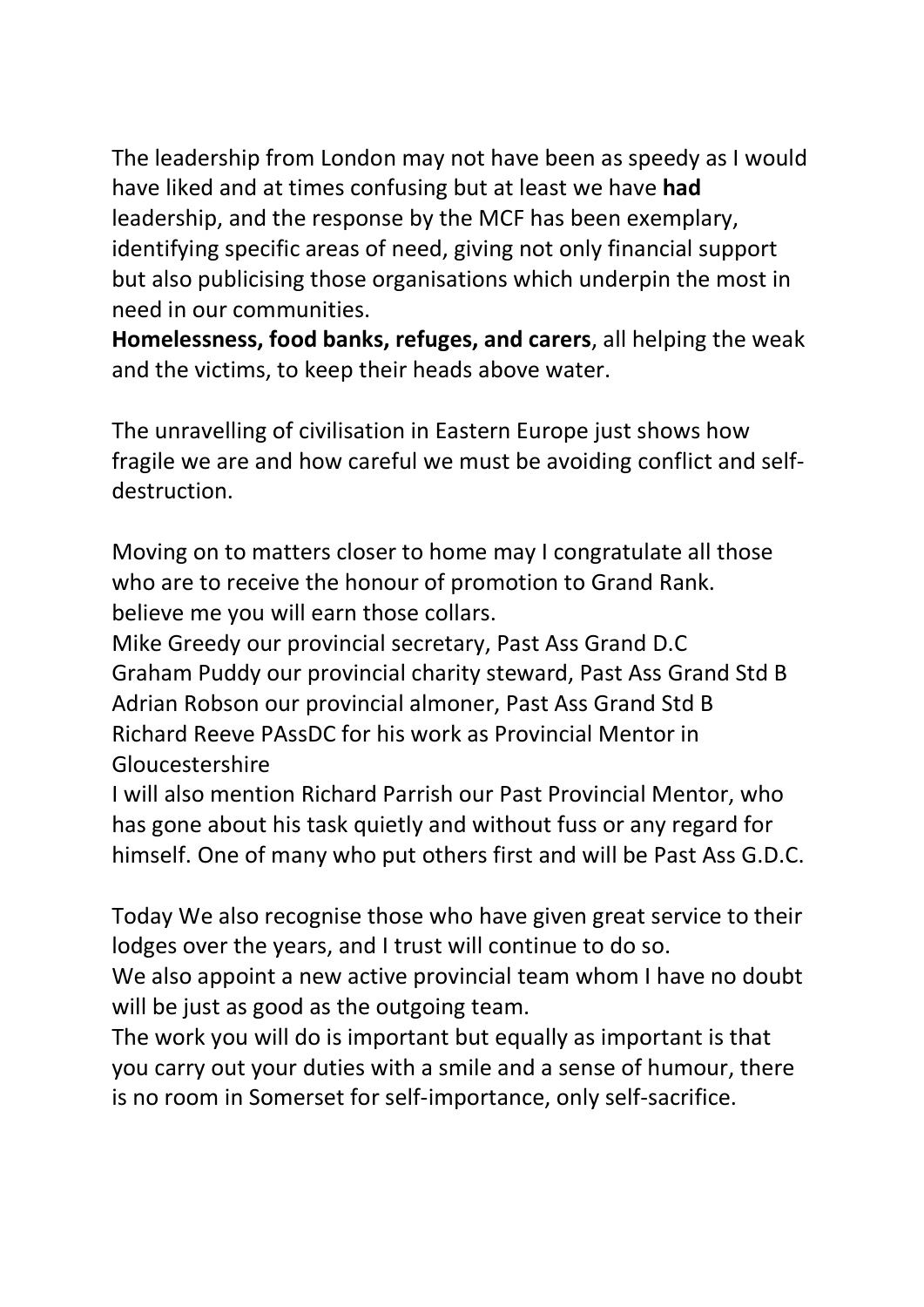The leadership from London may not have been as speedy as I would have liked and at times confusing but at least we have **had** leadership, and the response by the MCF has been exemplary, identifying specific areas of need, giving not only financial support but also publicising those organisations which underpin the most in need in our communities.
**Homelessness, food banks, refuges, and carers**, all helping the weak and the victims, to keep their heads above water.

The unravelling of civilisation in Eastern Europe just shows how fragile we are and how careful we must be avoiding conflict and self-destruction.

Moving on to matters closer to home may I congratulate all those who are to receive the honour of promotion to Grand Rank.
believe me you will earn those collars.
Mike Greedy our provincial secretary, Past Ass Grand D.C
Graham Puddy our provincial charity steward, Past Ass Grand Std B
Adrian Robson our provincial almoner, Past Ass Grand Std B
Richard Reeve PAssDC for his work as Provincial Mentor in Gloucestershire
I will also mention Richard Parrish our Past Provincial Mentor, who has gone about his task quietly and without fuss or any regard for himself. One of many who put others first and will be Past Ass G.D.C.

Today We also recognise those who have given great service to their lodges over the years, and I trust will continue to do so.
We also appoint a new active provincial team whom I have no doubt will be just as good as the outgoing team.
The work you will do is important but equally as important is that you carry out your duties with a smile and a sense of humour, there is no room in Somerset for self-importance, only self-sacrifice.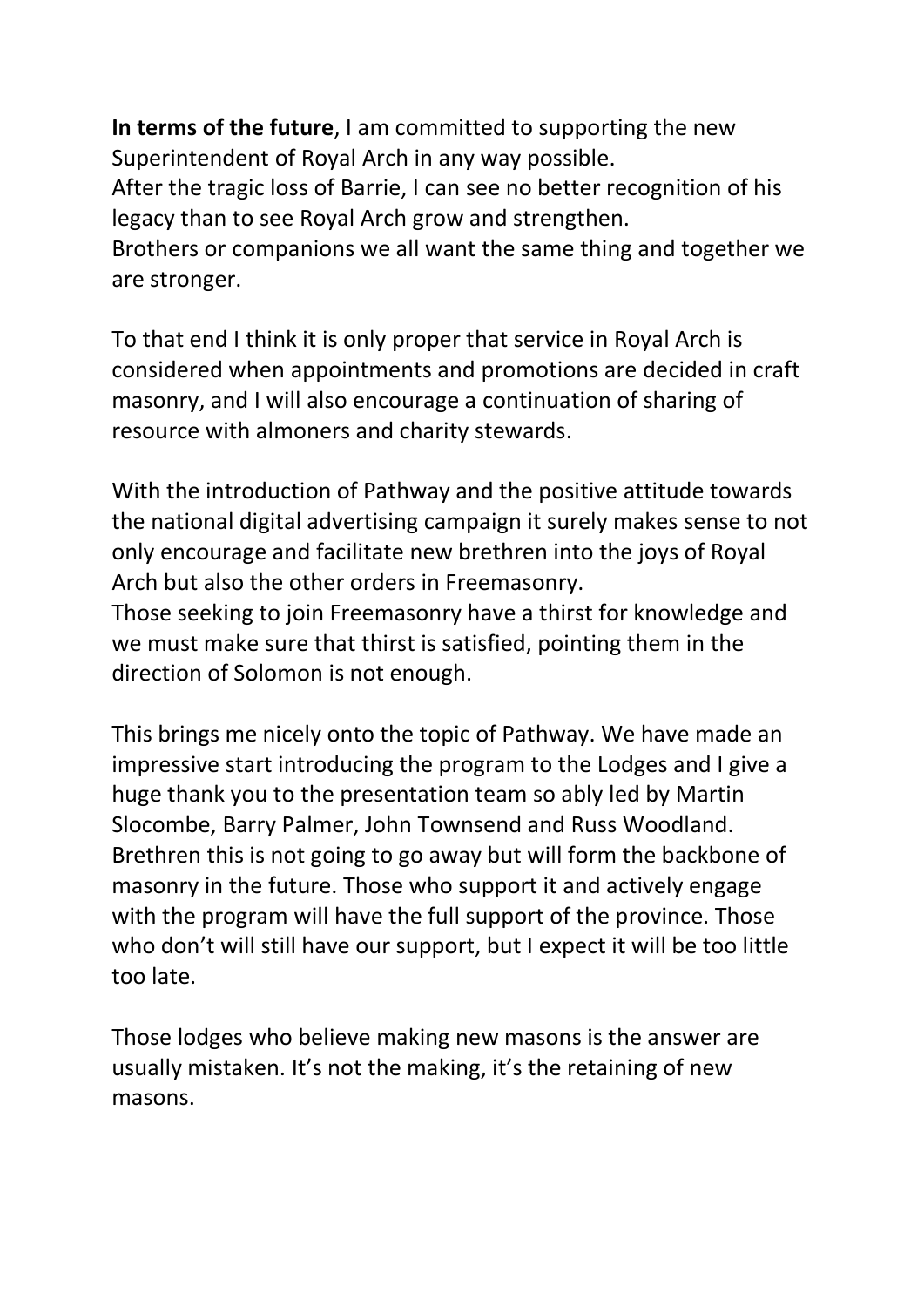**In terms of the future**, I am committed to supporting the new Superintendent of Royal Arch in any way possible.
After the tragic loss of Barrie, I can see no better recognition of his legacy than to see Royal Arch grow and strengthen.
Brothers or companions we all want the same thing and together we are stronger.

To that end I think it is only proper that service in Royal Arch is considered when appointments and promotions are decided in craft masonry, and I will also encourage a continuation of sharing of resource with almoners and charity stewards.

With the introduction of Pathway and the positive attitude towards the national digital advertising campaign it surely makes sense to not only encourage and facilitate new brethren into the joys of Royal Arch but also the other orders in Freemasonry.
Those seeking to join Freemasonry have a thirst for knowledge and we must make sure that thirst is satisfied, pointing them in the direction of Solomon is not enough.

This brings me nicely onto the topic of Pathway. We have made an impressive start introducing the program to the Lodges and I give a huge thank you to the presentation team so ably led by Martin Slocombe, Barry Palmer, John Townsend and Russ Woodland.
Brethren this is not going to go away but will form the backbone of masonry in the future. Those who support it and actively engage with the program will have the full support of the province. Those who don't will still have our support, but I expect it will be too little too late.

Those lodges who believe making new masons is the answer are usually mistaken. It's not the making, it's the retaining of new masons.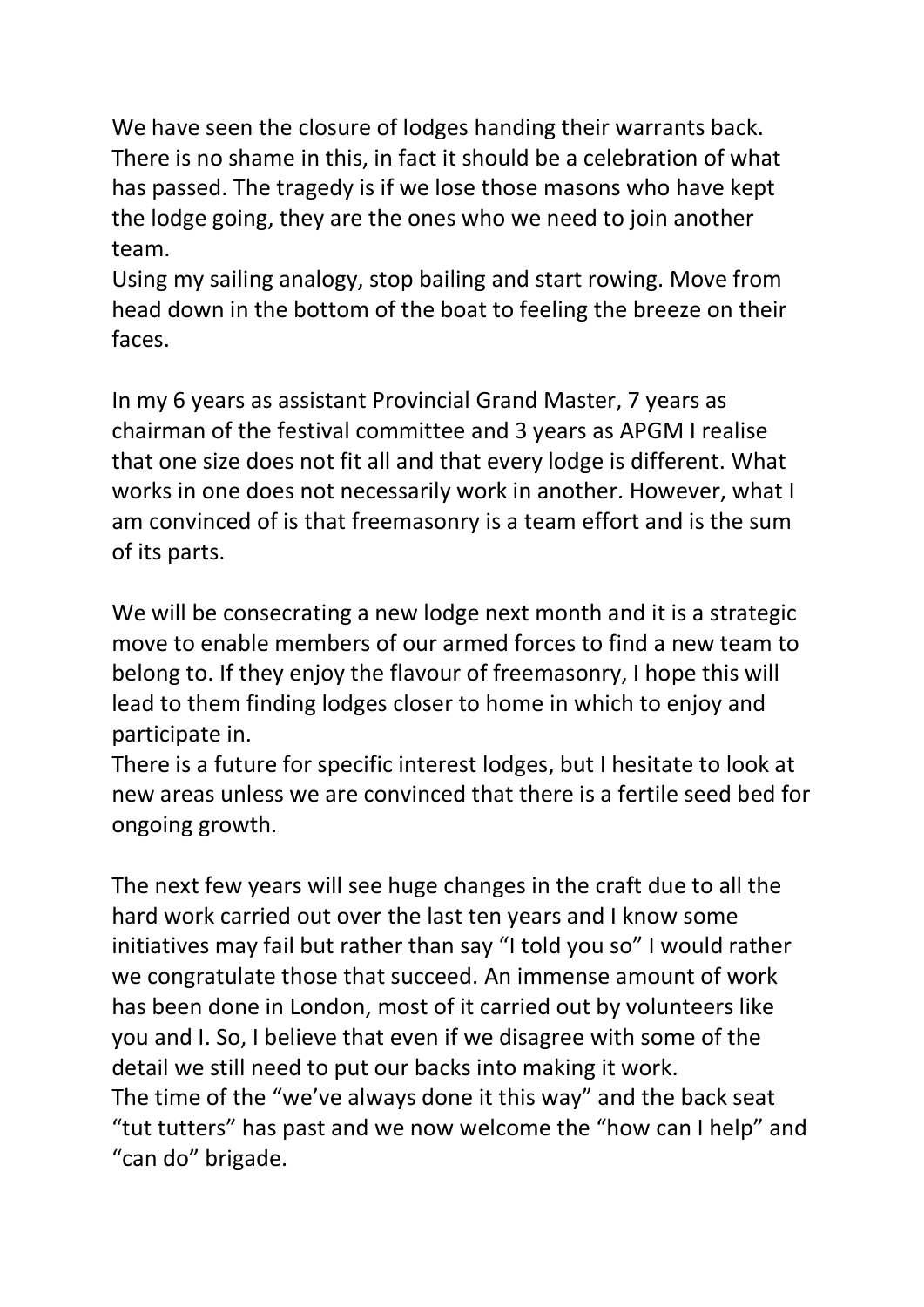We have seen the closure of lodges handing their warrants back. There is no shame in this, in fact it should be a celebration of what has passed. The tragedy is if we lose those masons who have kept the lodge going, they are the ones who we need to join another team.

Using my sailing analogy, stop bailing and start rowing. Move from head down in the bottom of the boat to feeling the breeze on their faces.

In my 6 years as assistant Provincial Grand Master, 7 years as chairman of the festival committee and 3 years as APGM I realise that one size does not fit all and that every lodge is different. What works in one does not necessarily work in another. However, what I am convinced of is that freemasonry is a team effort and is the sum of its parts.

We will be consecrating a new lodge next month and it is a strategic move to enable members of our armed forces to find a new team to belong to. If they enjoy the flavour of freemasonry, I hope this will lead to them finding lodges closer to home in which to enjoy and participate in.

There is a future for specific interest lodges, but I hesitate to look at new areas unless we are convinced that there is a fertile seed bed for ongoing growth.

The next few years will see huge changes in the craft due to all the hard work carried out over the last ten years and I know some initiatives may fail but rather than say "I told you so" I would rather we congratulate those that succeed. An immense amount of work has been done in London, most of it carried out by volunteers like you and I. So, I believe that even if we disagree with some of the detail we still need to put our backs into making it work.

The time of the "we've always done it this way" and the back seat "tut tutters" has past and we now welcome the "how can I help" and "can do" brigade.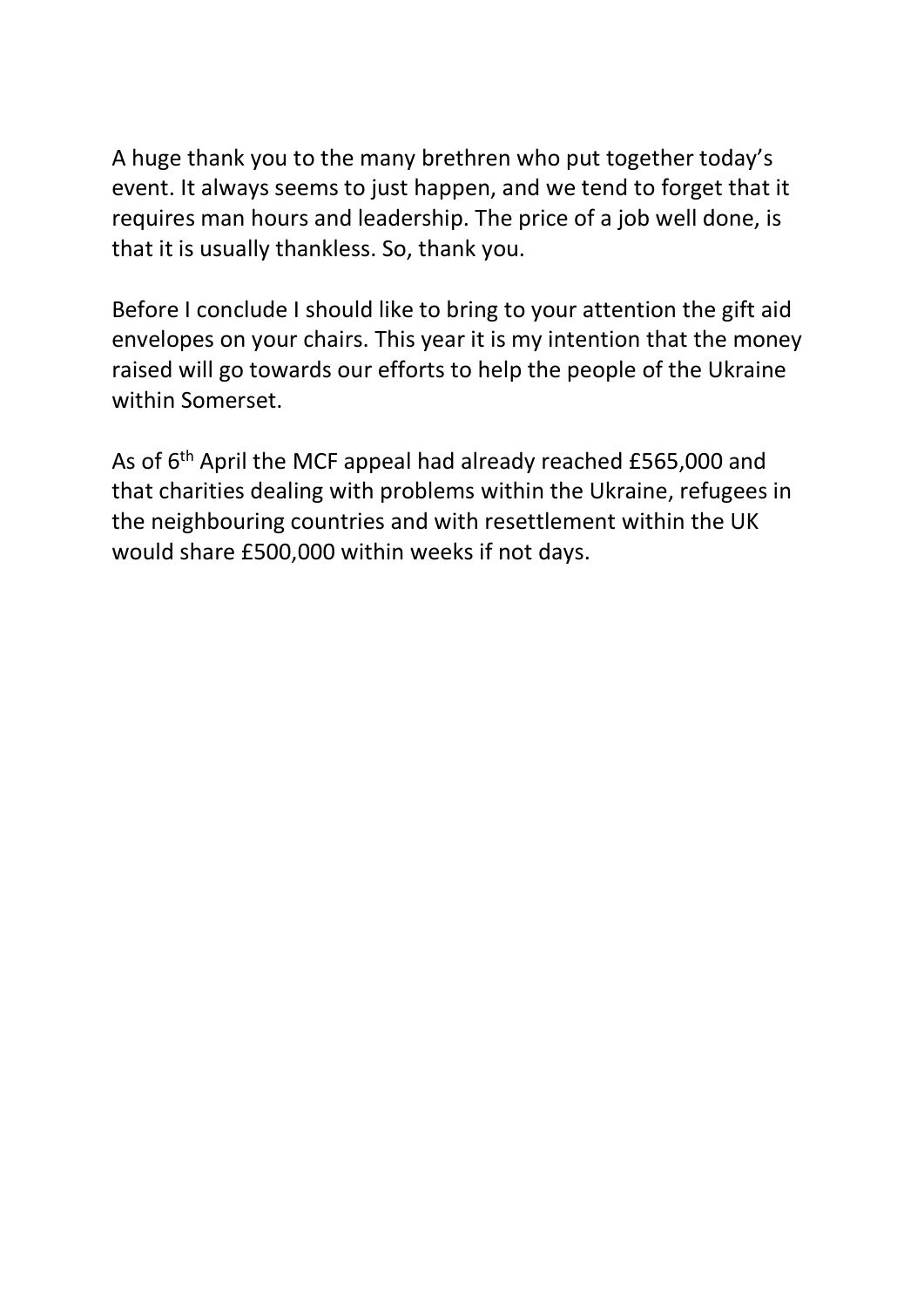A huge thank you to the many brethren who put together today's event. It always seems to just happen, and we tend to forget that it requires man hours and leadership. The price of a job well done, is that it is usually thankless. So, thank you.

Before I conclude I should like to bring to your attention the gift aid envelopes on your chairs. This year it is my intention that the money raised will go towards our efforts to help the people of the Ukraine within Somerset.

As of 6th April the MCF appeal had already reached £565,000 and that charities dealing with problems within the Ukraine, refugees in the neighbouring countries and with resettlement within the UK would share £500,000 within weeks if not days.